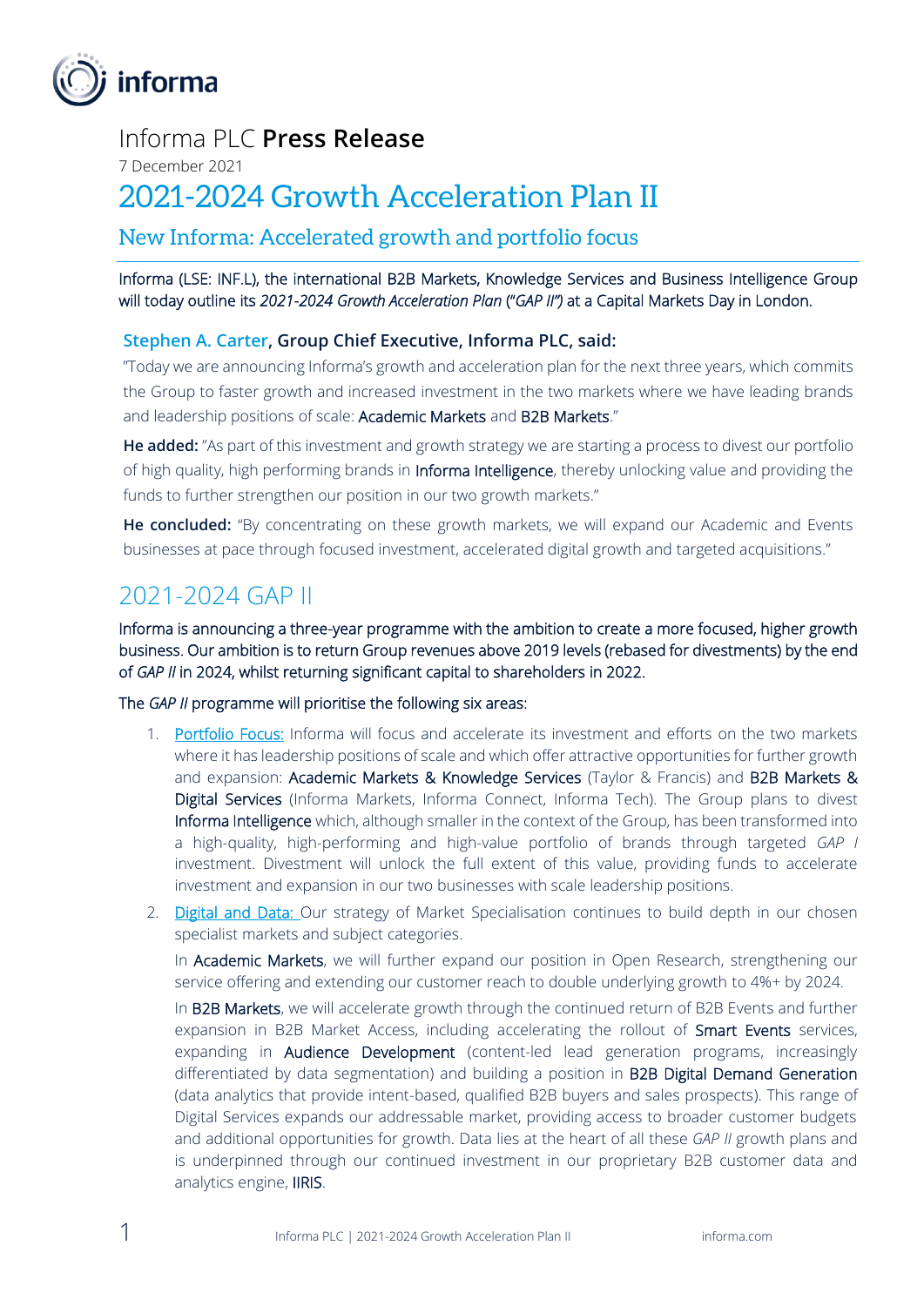Informa PLC **Press Release**

7 December 2021

# 2021-2024 Growth Acceleration Plan II

## New Informa: Accelerated growth and portfolio focus

Informa (LSE: INF.L), the international B2B Markets, Knowledge Services and Business Intelligence Group will today outline its *2021-2024 Growth Acceleration Plan* ("*GAP II")* at a Capital Markets Day in London.

### Stephen A. Carter, Group Chief Executive, Informa PLC, said:

"Today we are announcing Informa's growth and acceleration plan for the next three years, which commits the Group to faster growth and increased investment in the two markets where we have leading brands and leadership positions of scale: Academic Markets and B2B Markets."

**He added:** "As part of this investment and growth strategy we are starting a process to divest our portfolio of high quality, high performing brands in Informa Intelligence, thereby unlocking value and providing the funds to further strengthen our position in our two growth markets."

**He concluded:** "By concentrating on these growth markets, we will expand our Academic and Events businesses at pace through focused investment, accelerated digital growth and targeted acquisitions."

## 2021-2024 GAP II

Informa is announcing a three-year programme with the ambition to create a more focused, higher growth business. Our ambition is to return Group revenues above 2019 levels (rebased for divestments) by the end of *GAP II* in 2024, whilst returning significant capital to shareholders in 2022.

The *GAP II* programme will prioritise the following six areas:

1. Portfolio Focus: Informa will focus and accelerate its investment and efforts on the two markets where it has leadership positions of scale and which offer attractive opportunities for further growth and expansion: Academic Markets & Knowledge Services (Taylor & Francis) and B2B Markets & Digital Services (Informa Markets, Informa Connect, Informa Tech). The Group plans to divest Informa Intelligence which, although smaller in the context of the Group, has been transformed into a high-quality, high-performing and high-value portfolio of brands through targeted *GAP I* investment. Divestment will unlock the full extent of this value, providing funds to accelerate investment and expansion in our two businesses with scale leadership positions.

2. Digital and Data: Our strategy of Market Specialisation continues to build depth in our chosen specialist markets and subject categories.

   In Academic Markets, we will further expand our position in Open Research, strengthening our service offering and extending our customer reach to double underlying growth to 4%+ by 2024.

   In B2B Markets, we will accelerate growth through the continued return of B2B Events and further expansion in B2B Market Access, including accelerating the rollout of Smart Events services, expanding in Audience Development (content-led lead generation programs, increasingly differentiated by data segmentation) and building a position in B2B Digital Demand Generation (data analytics that provide intent-based, qualified B2B buyers and sales prospects). This range of Digital Services expands our addressable market, providing access to broader customer budgets and additional opportunities for growth. Data lies at the heart of all these *GAP II* growth plans and is underpinned through our continued investment in our proprietary B2B customer data and analytics engine, IIRIS.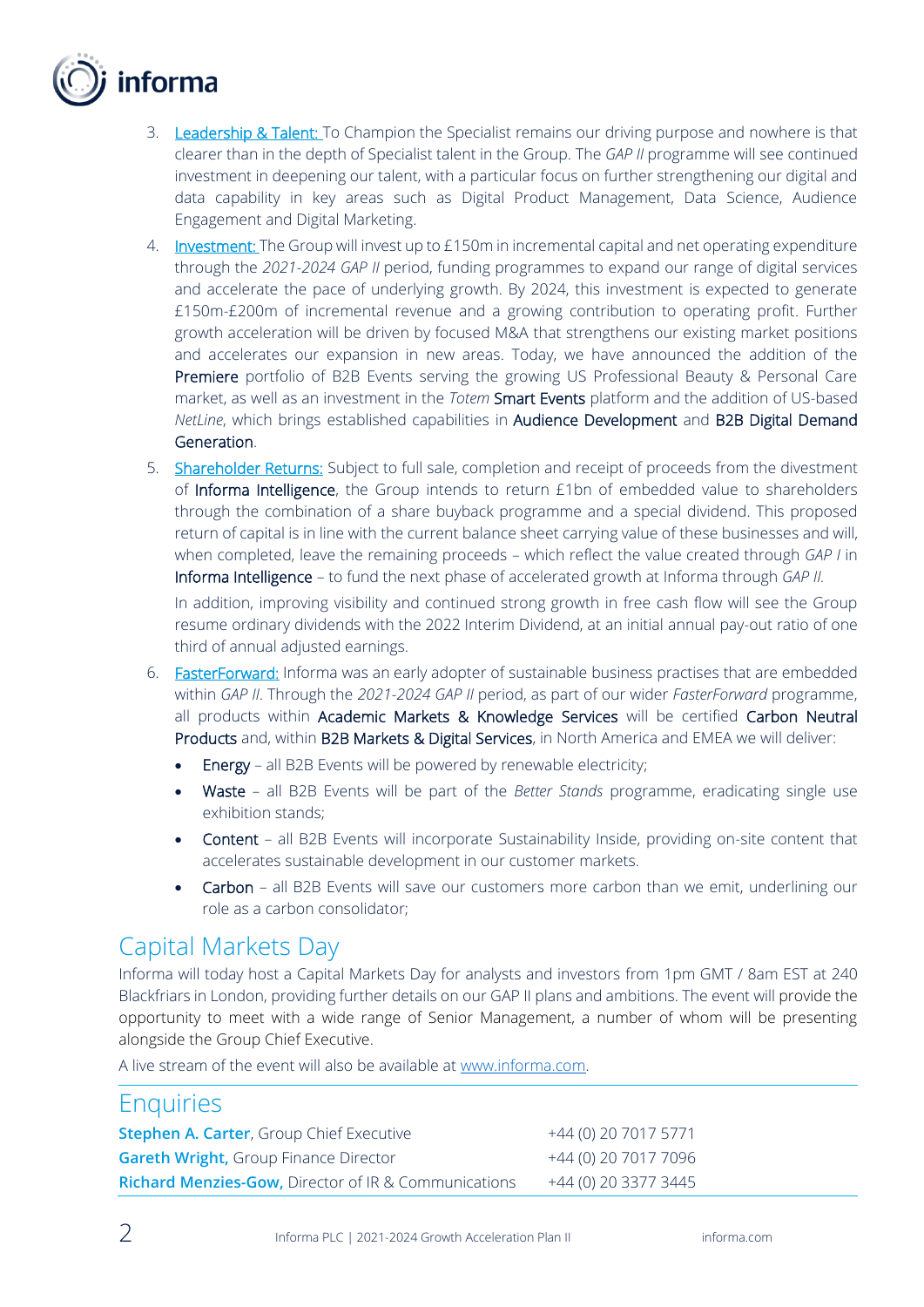3. Leadership & Talent: To Champion the Specialist remains our driving purpose and nowhere is that clearer than in the depth of Specialist talent in the Group. The *GAP II* programme will see continued investment in deepening our talent, with a particular focus on further strengthening our digital and data capability in key areas such as Digital Product Management, Data Science, Audience Engagement and Digital Marketing.
4. Investment: The Group will invest up to £150m in incremental capital and net operating expenditure through the *2021-2024 GAP II* period, funding programmes to expand our range of digital services and accelerate the pace of underlying growth. By 2024, this investment is expected to generate £150m-£200m of incremental revenue and a growing contribution to operating profit. Further growth acceleration will be driven by focused M&A that strengthens our existing market positions and accelerates our expansion in new areas. Today, we have announced the addition of the Premiere portfolio of B2B Events serving the growing US Professional Beauty & Personal Care market, as well as an investment in the *Totem* Smart Events platform and the addition of US-based *NetLine*, which brings established capabilities in Audience Development and B2B Digital Demand Generation.
5. Shareholder Returns: Subject to full sale, completion and receipt of proceeds from the divestment of Informa Intelligence, the Group intends to return £1bn of embedded value to shareholders through the combination of a share buyback programme and a special dividend. This proposed return of capital is in line with the current balance sheet carrying value of these businesses and will, when completed, leave the remaining proceeds – which reflect the value created through *GAP I* in Informa Intelligence – to fund the next phase of accelerated growth at Informa through *GAP II.*

   In addition, improving visibility and continued strong growth in free cash flow will see the Group resume ordinary dividends with the 2022 Interim Dividend, at an initial annual pay-out ratio of one third of annual adjusted earnings.
6. FasterForward: Informa was an early adopter of sustainable business practises that are embedded within *GAP II*. Through the *2021-2024 GAP II* period, as part of our wider *FasterForward* programme, all products within Academic Markets & Knowledge Services will be certified Carbon Neutral Products and, within B2B Markets & Digital Services, in North America and EMEA we will deliver:
   - Energy – all B2B Events will be powered by renewable electricity;
   - Waste – all B2B Events will be part of the *Better Stands* programme, eradicating single use exhibition stands;
   - Content – all B2B Events will incorporate Sustainability Inside, providing on-site content that accelerates sustainable development in our customer markets.
   - Carbon – all B2B Events will save our customers more carbon than we emit, underlining our role as a carbon consolidator;

## Capital Markets Day

Informa will today host a Capital Markets Day for analysts and investors from 1pm GMT / 8am EST at 240 Blackfriars in London, providing further details on our GAP II plans and ambitions. The event will provide the opportunity to meet with a wide range of Senior Management, a number of whom will be presenting alongside the Group Chief Executive.

A live stream of the event will also be available at www.informa.com.

## Enquiries

| | |
|---|---|
| **Stephen A. Carter**, Group Chief Executive | +44 (0) 20 7017 5771 |
| **Gareth Wright,** Group Finance Director | +44 (0) 20 7017 7096 |
| **Richard Menzies-Gow,** Director of IR & Communications | +44 (0) 20 3377 3445 |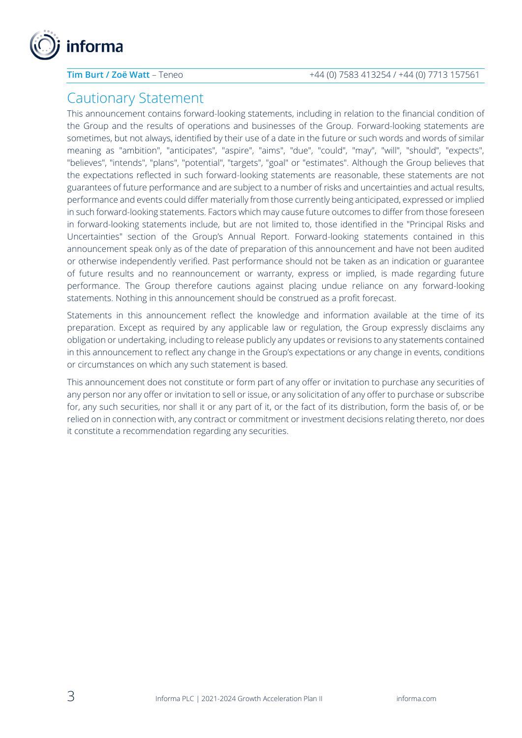**Tim Burt / Zoë Watt** – Teneo +44 (0) 7583 413254 / +44 (0) 7713 157561

## Cautionary Statement

This announcement contains forward-looking statements, including in relation to the financial condition of the Group and the results of operations and businesses of the Group. Forward-looking statements are sometimes, but not always, identified by their use of a date in the future or such words and words of similar meaning as "ambition", "anticipates", "aspire", "aims", "due", "could", "may", "will", "should", "expects", "believes", "intends", "plans", "potential", "targets", "goal" or "estimates". Although the Group believes that the expectations reflected in such forward-looking statements are reasonable, these statements are not guarantees of future performance and are subject to a number of risks and uncertainties and actual results, performance and events could differ materially from those currently being anticipated, expressed or implied in such forward-looking statements. Factors which may cause future outcomes to differ from those foreseen in forward-looking statements include, but are not limited to, those identified in the "Principal Risks and Uncertainties" section of the Group's Annual Report. Forward-looking statements contained in this announcement speak only as of the date of preparation of this announcement and have not been audited or otherwise independently verified. Past performance should not be taken as an indication or guarantee of future results and no reannouncement or warranty, express or implied, is made regarding future performance. The Group therefore cautions against placing undue reliance on any forward-looking statements. Nothing in this announcement should be construed as a profit forecast.

Statements in this announcement reflect the knowledge and information available at the time of its preparation. Except as required by any applicable law or regulation, the Group expressly disclaims any obligation or undertaking, including to release publicly any updates or revisions to any statements contained in this announcement to reflect any change in the Group's expectations or any change in events, conditions or circumstances on which any such statement is based.

This announcement does not constitute or form part of any offer or invitation to purchase any securities of any person nor any offer or invitation to sell or issue, or any solicitation of any offer to purchase or subscribe for, any such securities, nor shall it or any part of it, or the fact of its distribution, form the basis of, or be relied on in connection with, any contract or commitment or investment decisions relating thereto, nor does it constitute a recommendation regarding any securities.